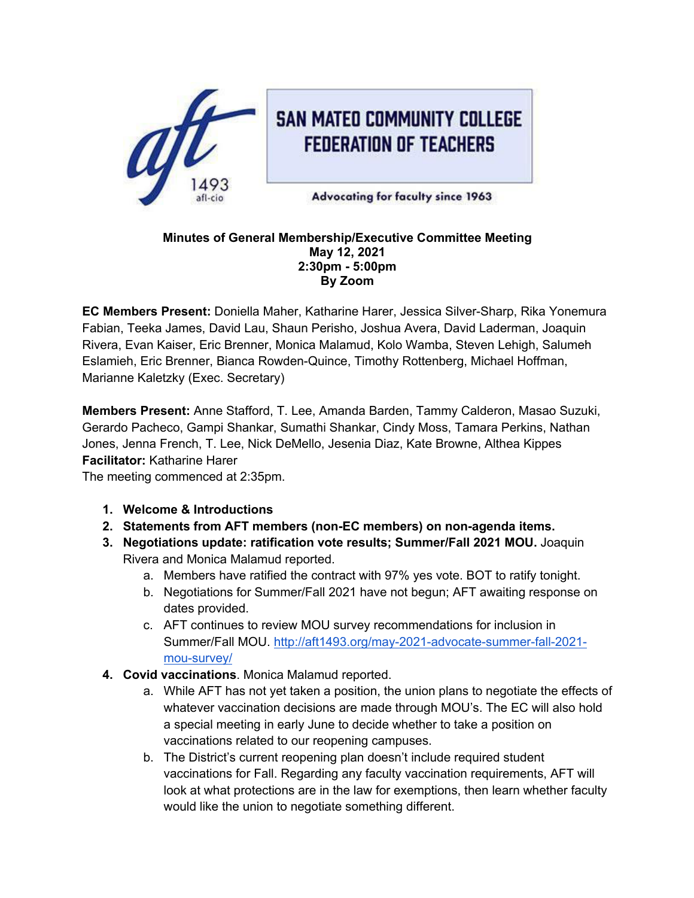# SAN MATEO COMMUNITY COLLEGE FEDERATION OF TEACHERS

aft 1493 afl-cio

Advocating for faculty since 1963

**Minutes of General Membership/Executive Committee Meeting**
**May 12, 2021**
**2:30pm - 5:00pm**
**By Zoom**

**EC Members Present:** Doniella Maher, Katharine Harer, Jessica Silver-Sharp, Rika Yonemura Fabian, Teeka James, David Lau, Shaun Perisho, Joshua Avera, David Laderman, Joaquin Rivera, Evan Kaiser, Eric Brenner, Monica Malamud, Kolo Wamba, Steven Lehigh, Salumeh Eslamieh, Eric Brenner, Bianca Rowden-Quince, Timothy Rottenberg, Michael Hoffman, Marianne Kaletzky (Exec. Secretary)

**Members Present:** Anne Stafford, T. Lee, Amanda Barden, Tammy Calderon, Masao Suzuki, Gerardo Pacheco, Gampi Shankar, Sumathi Shankar, Cindy Moss, Tamara Perkins, Nathan Jones, Jenna French, T. Lee, Nick DeMello, Jesenia Diaz, Kate Browne, Althea Kippes
**Facilitator:** Katharine Harer
The meeting commenced at 2:35pm.

1. **Welcome & Introductions**
2. **Statements from AFT members (non-EC members) on non-agenda items.**
3. **Negotiations update: ratification vote results; Summer/Fall 2021 MOU.** Joaquin Rivera and Monica Malamud reported.
    a. Members have ratified the contract with 97% yes vote. BOT to ratify tonight.
    b. Negotiations for Summer/Fall 2021 have not begun; AFT awaiting response on dates provided.
    c. AFT continues to review MOU survey recommendations for inclusion in Summer/Fall MOU. http://aft1493.org/may-2021-advocate-summer-fall-2021-mou-survey/
4. **Covid vaccinations**. Monica Malamud reported.
    a. While AFT has not yet taken a position, the union plans to negotiate the effects of whatever vaccination decisions are made through MOU's. The EC will also hold a special meeting in early June to decide whether to take a position on vaccinations related to our reopening campuses.
    b. The District's current reopening plan doesn't include required student vaccinations for Fall. Regarding any faculty vaccination requirements, AFT will look at what protections are in the law for exemptions, then learn whether faculty would like the union to negotiate something different.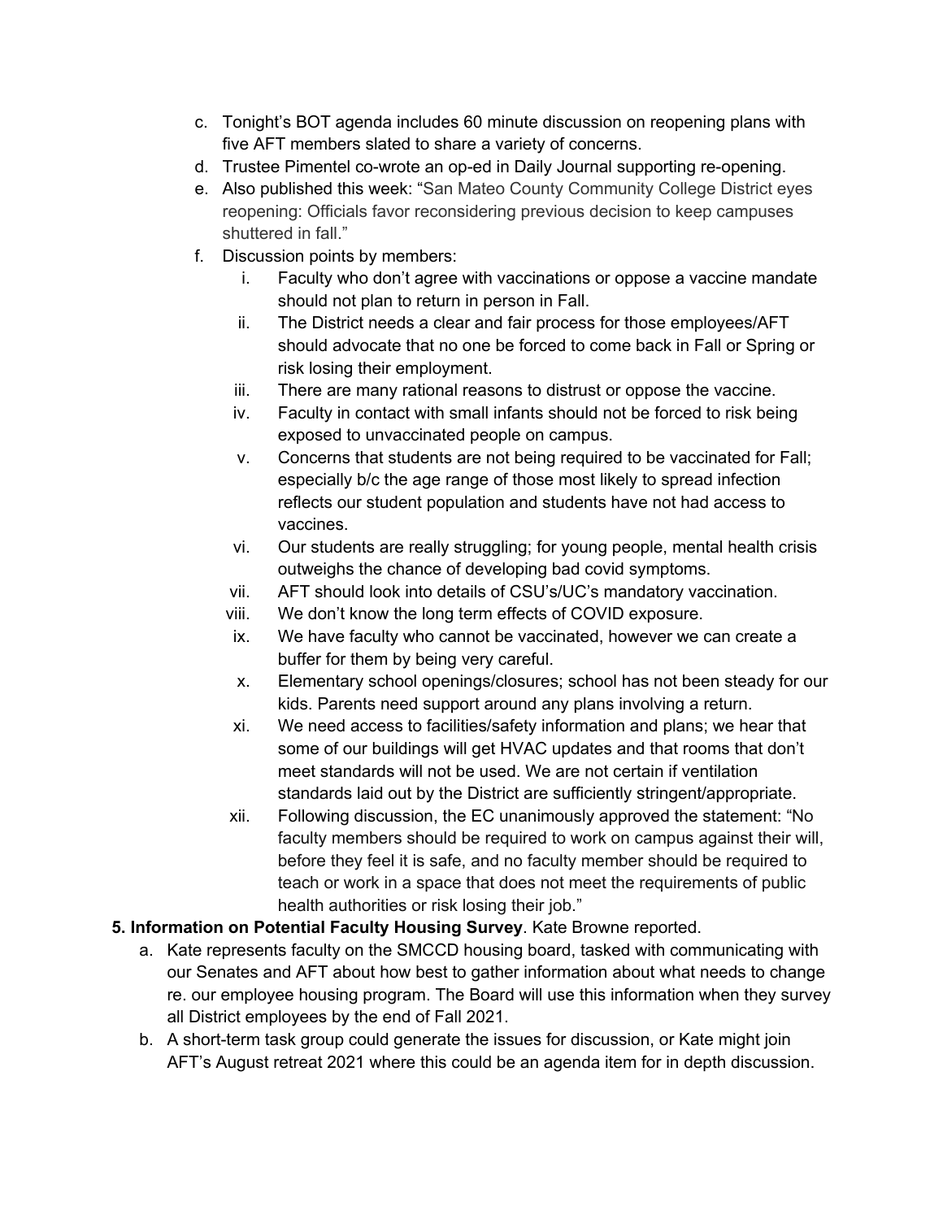c. Tonight's BOT agenda includes 60 minute discussion on reopening plans with five AFT members slated to share a variety of concerns.
d. Trustee Pimentel co-wrote an op-ed in Daily Journal supporting re-opening.
e. Also published this week: "San Mateo County Community College District eyes reopening: Officials favor reconsidering previous decision to keep campuses shuttered in fall."
f. Discussion points by members:
    i. Faculty who don't agree with vaccinations or oppose a vaccine mandate should not plan to return in person in Fall.
    ii. The District needs a clear and fair process for those employees/AFT should advocate that no one be forced to come back in Fall or Spring or risk losing their employment.
    iii. There are many rational reasons to distrust or oppose the vaccine.
    iv. Faculty in contact with small infants should not be forced to risk being exposed to unvaccinated people on campus.
    v. Concerns that students are not being required to be vaccinated for Fall; especially b/c the age range of those most likely to spread infection reflects our student population and students have not had access to vaccines.
    vi. Our students are really struggling; for young people, mental health crisis outweighs the chance of developing bad covid symptoms.
    vii. AFT should look into details of CSU's/UC's mandatory vaccination.
    viii. We don't know the long term effects of COVID exposure.
    ix. We have faculty who cannot be vaccinated, however we can create a buffer for them by being very careful.
    x. Elementary school openings/closures; school has not been steady for our kids. Parents need support around any plans involving a return.
    xi. We need access to facilities/safety information and plans; we hear that some of our buildings will get HVAC updates and that rooms that don't meet standards will not be used. We are not certain if ventilation standards laid out by the District are sufficiently stringent/appropriate.
    xii. Following discussion, the EC unanimously approved the statement: "No faculty members should be required to work on campus against their will, before they feel it is safe, and no faculty member should be required to teach or work in a space that does not meet the requirements of public health authorities or risk losing their job."

**5. Information on Potential Faculty Housing Survey**. Kate Browne reported.

a. Kate represents faculty on the SMCCD housing board, tasked with communicating with our Senates and AFT about how best to gather information about what needs to change re. our employee housing program. The Board will use this information when they survey all District employees by the end of Fall 2021.
b. A short-term task group could generate the issues for discussion, or Kate might join AFT's August retreat 2021 where this could be an agenda item for in depth discussion.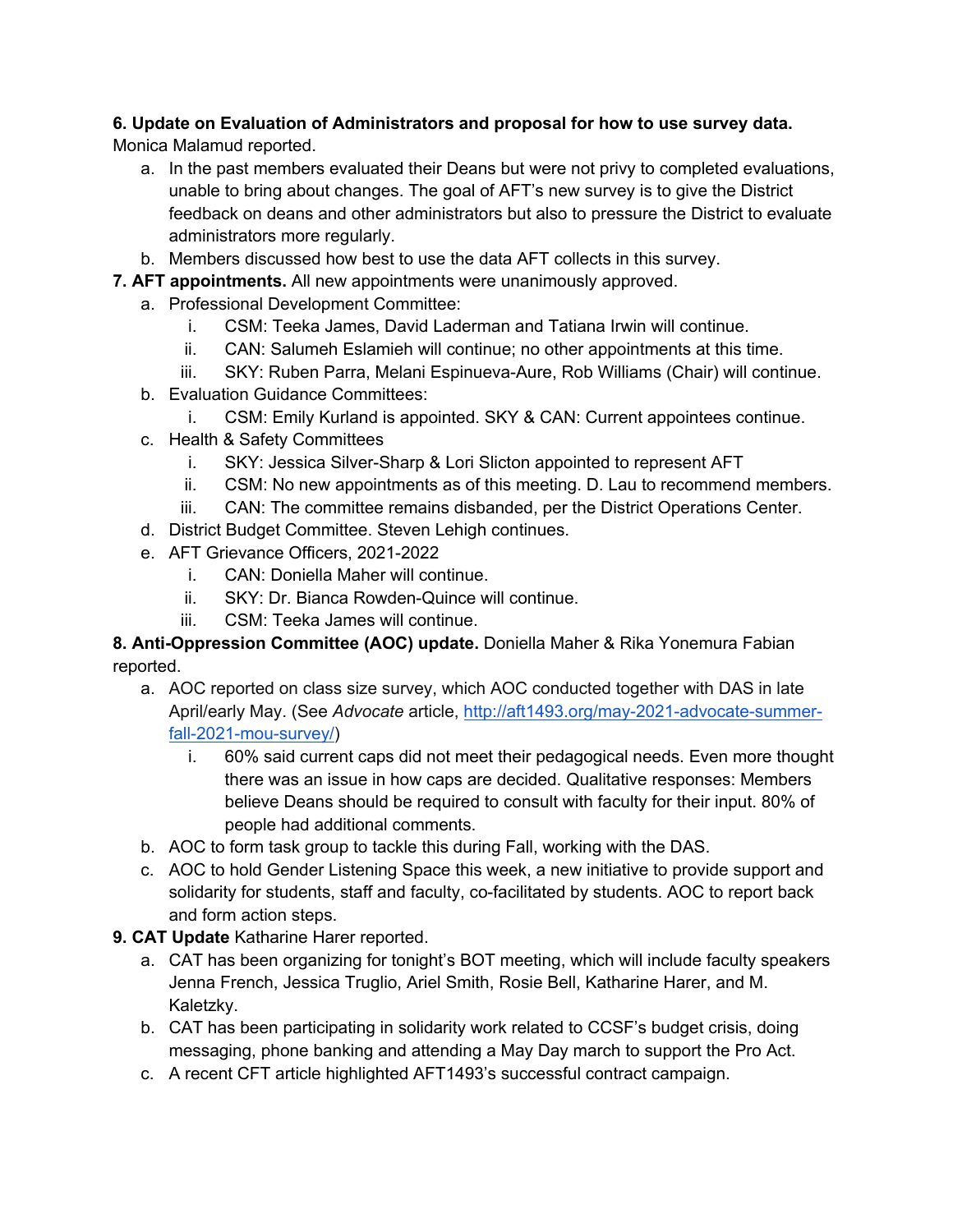**6. Update on Evaluation of Administrators and proposal for how to use survey data.** Monica Malamud reported.

a. In the past members evaluated their Deans but were not privy to completed evaluations, unable to bring about changes. The goal of AFT's new survey is to give the District feedback on deans and other administrators but also to pressure the District to evaluate administrators more regularly.

b. Members discussed how best to use the data AFT collects in this survey.

**7. AFT appointments.** All new appointments were unanimously approved.

a. Professional Development Committee:
   i. CSM: Teeka James, David Laderman and Tatiana Irwin will continue.
   ii. CAN: Salumeh Eslamieh will continue; no other appointments at this time.
   iii. SKY: Ruben Parra, Melani Espinueva-Aure, Rob Williams (Chair) will continue.

b. Evaluation Guidance Committees:
   i. CSM: Emily Kurland is appointed. SKY & CAN: Current appointees continue.

c. Health & Safety Committees
   i. SKY: Jessica Silver-Sharp & Lori Slicton appointed to represent AFT
   ii. CSM: No new appointments as of this meeting. D. Lau to recommend members.
   iii. CAN: The committee remains disbanded, per the District Operations Center.

d. District Budget Committee. Steven Lehigh continues.

e. AFT Grievance Officers, 2021-2022
   i. CAN: Doniella Maher will continue.
   ii. SKY: Dr. Bianca Rowden-Quince will continue.
   iii. CSM: Teeka James will continue.

**8. Anti-Oppression Committee (AOC) update.** Doniella Maher & Rika Yonemura Fabian reported.

a. AOC reported on class size survey, which AOC conducted together with DAS in late April/early May. (See *Advocate* article, http://aft1493.org/may-2021-advocate-summer-fall-2021-mou-survey/)
   i. 60% said current caps did not meet their pedagogical needs. Even more thought there was an issue in how caps are decided. Qualitative responses: Members believe Deans should be required to consult with faculty for their input. 80% of people had additional comments.

b. AOC to form task group to tackle this during Fall, working with the DAS.

c. AOC to hold Gender Listening Space this week, a new initiative to provide support and solidarity for students, staff and faculty, co-facilitated by students. AOC to report back and form action steps.

**9. CAT Update** Katharine Harer reported.

a. CAT has been organizing for tonight's BOT meeting, which will include faculty speakers Jenna French, Jessica Truglio, Ariel Smith, Rosie Bell, Katharine Harer, and M. Kaletzky.

b. CAT has been participating in solidarity work related to CCSF's budget crisis, doing messaging, phone banking and attending a May Day march to support the Pro Act.

c. A recent CFT article highlighted AFT1493's successful contract campaign.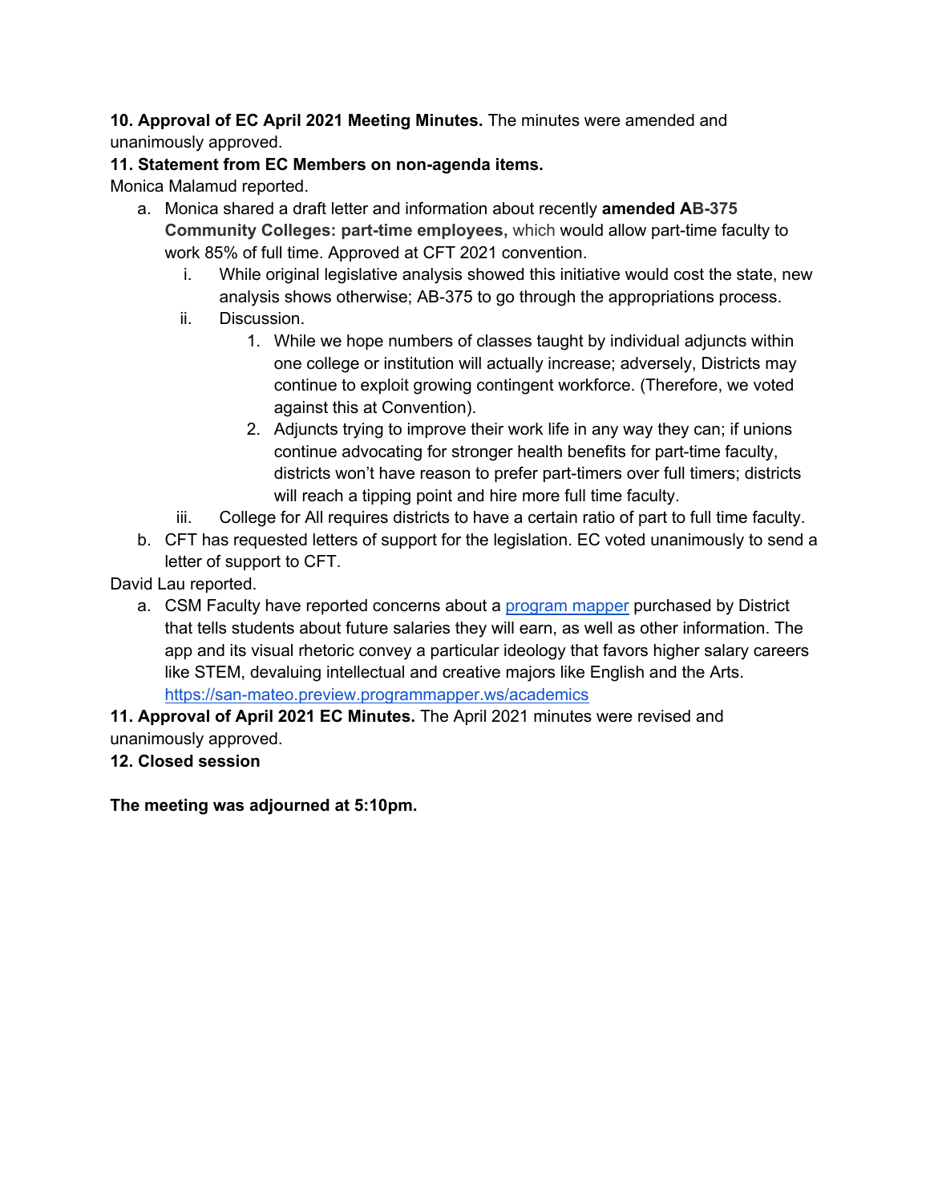**10. Approval of EC April 2021 Meeting Minutes.** The minutes were amended and unanimously approved.

**11. Statement from EC Members on non-agenda items.**

Monica Malamud reported.

a. Monica shared a draft letter and information about recently **amended AB-375 Community Colleges: part-time employees,** which would allow part-time faculty to work 85% of full time. Approved at CFT 2021 convention.
   i. While original legislative analysis showed this initiative would cost the state, new analysis shows otherwise; AB-375 to go through the appropriations process.
   ii. Discussion.
      1. While we hope numbers of classes taught by individual adjuncts within one college or institution will actually increase; adversely, Districts may continue to exploit growing contingent workforce. (Therefore, we voted against this at Convention).
      2. Adjuncts trying to improve their work life in any way they can; if unions continue advocating for stronger health benefits for part-time faculty, districts won't have reason to prefer part-timers over full timers; districts will reach a tipping point and hire more full time faculty.
   iii. College for All requires districts to have a certain ratio of part to full time faculty.

b. CFT has requested letters of support for the legislation. EC voted unanimously to send a letter of support to CFT.

David Lau reported.

a. CSM Faculty have reported concerns about a [program mapper](https://san-mateo.preview.programmapper.ws/academics) purchased by District that tells students about future salaries they will earn, as well as other information. The app and its visual rhetoric convey a particular ideology that favors higher salary careers like STEM, devaluing intellectual and creative majors like English and the Arts. https://san-mateo.preview.programmapper.ws/academics

**11. Approval of April 2021 EC Minutes.** The April 2021 minutes were revised and unanimously approved.

**12. Closed session**

**The meeting was adjourned at 5:10pm.**